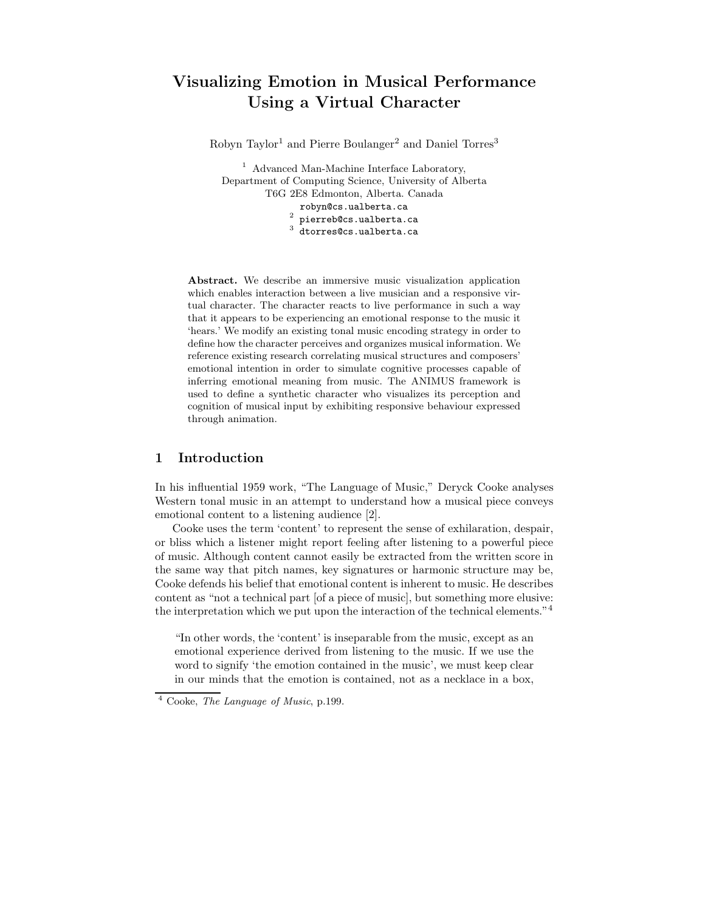# Visualizing Emotion in Musical Performance Using a Virtual Character

Robyn Taylor[1] and Pierre Boulanger[2] and Daniel Torres[3]

[1] Advanced Man-Machine Interface Laboratory,
Department of Computing Science, University of Alberta
T6G 2E8 Edmonton, Alberta. Canada
robyn@cs.ualberta.ca
[2] pierreb@cs.ualberta.ca
[3] dtorres@cs.ualberta.ca

**Abstract.** We describe an immersive music visualization application which enables interaction between a live musician and a responsive virtual character. The character reacts to live performance in such a way that it appears to be experiencing an emotional response to the music it 'hears.' We modify an existing tonal music encoding strategy in order to define how the character perceives and organizes musical information. We reference existing research correlating musical structures and composers' emotional intention in order to simulate cognitive processes capable of inferring emotional meaning from music. The ANIMUS framework is used to define a synthetic character who visualizes its perception and cognition of musical input by exhibiting responsive behaviour expressed through animation.

## 1 Introduction

In his influential 1959 work, "The Language of Music," Deryck Cooke analyses Western tonal music in an attempt to understand how a musical piece conveys emotional content to a listening audience [2].

Cooke uses the term 'content' to represent the sense of exhilaration, despair, or bliss which a listener might report feeling after listening to a powerful piece of music. Although content cannot easily be extracted from the written score in the same way that pitch names, key signatures or harmonic structure may be, Cooke defends his belief that emotional content is inherent to music. He describes content as "not a technical part [of a piece of music], but something more elusive: the interpretation which we put upon the interaction of the technical elements."[4]

> "In other words, the 'content' is inseparable from the music, except as an emotional experience derived from listening to the music. If we use the word to signify 'the emotion contained in the music', we must keep clear in our minds that the emotion is contained, not as a necklace in a box,

[4] Cooke, *The Language of Music*, p.199.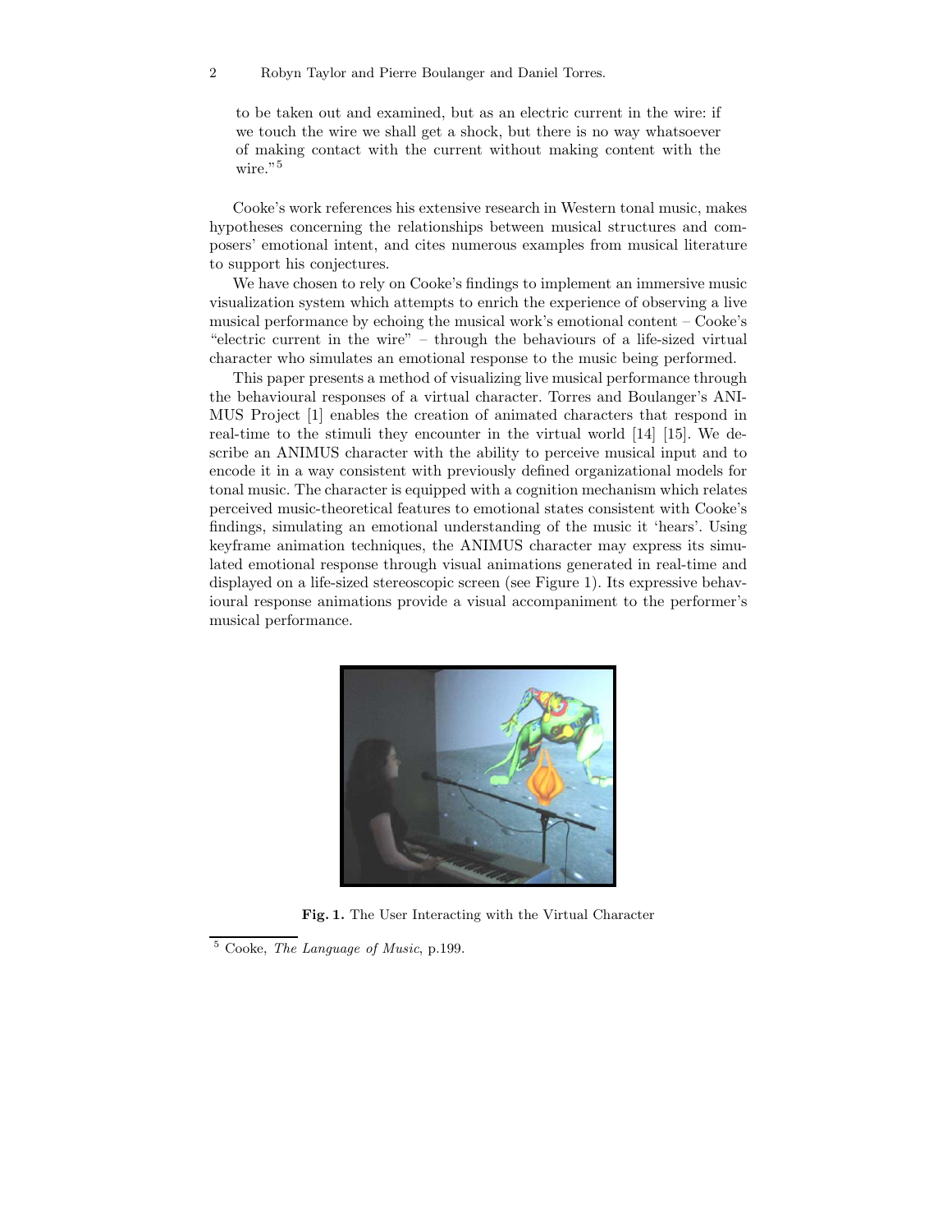to be taken out and examined, but as an electric current in the wire: if we touch the wire we shall get a shock, but there is no way whatsoever of making contact with the current without making content with the wire."[5]

Cooke's work references his extensive research in Western tonal music, makes hypotheses concerning the relationships between musical structures and composers' emotional intent, and cites numerous examples from musical literature to support his conjectures.

We have chosen to rely on Cooke's findings to implement an immersive music visualization system which attempts to enrich the experience of observing a live musical performance by echoing the musical work's emotional content – Cooke's "electric current in the wire" – through the behaviours of a life-sized virtual character who simulates an emotional response to the music being performed.

This paper presents a method of visualizing live musical performance through the behavioural responses of a virtual character. Torres and Boulanger's ANIMUS Project [1] enables the creation of animated characters that respond in real-time to the stimuli they encounter in the virtual world [14] [15]. We describe an ANIMUS character with the ability to perceive musical input and to encode it in a way consistent with previously defined organizational models for tonal music. The character is equipped with a cognition mechanism which relates perceived music-theoretical features to emotional states consistent with Cooke's findings, simulating an emotional understanding of the music it 'hears'. Using keyframe animation techniques, the ANIMUS character may express its simulated emotional response through visual animations generated in real-time and displayed on a life-sized stereoscopic screen (see Figure 1). Its expressive behavioural response animations provide a visual accompaniment to the performer's musical performance.

**Fig. 1.** The User Interacting with the Virtual Character

[5] Cooke, *The Language of Music*, p.199.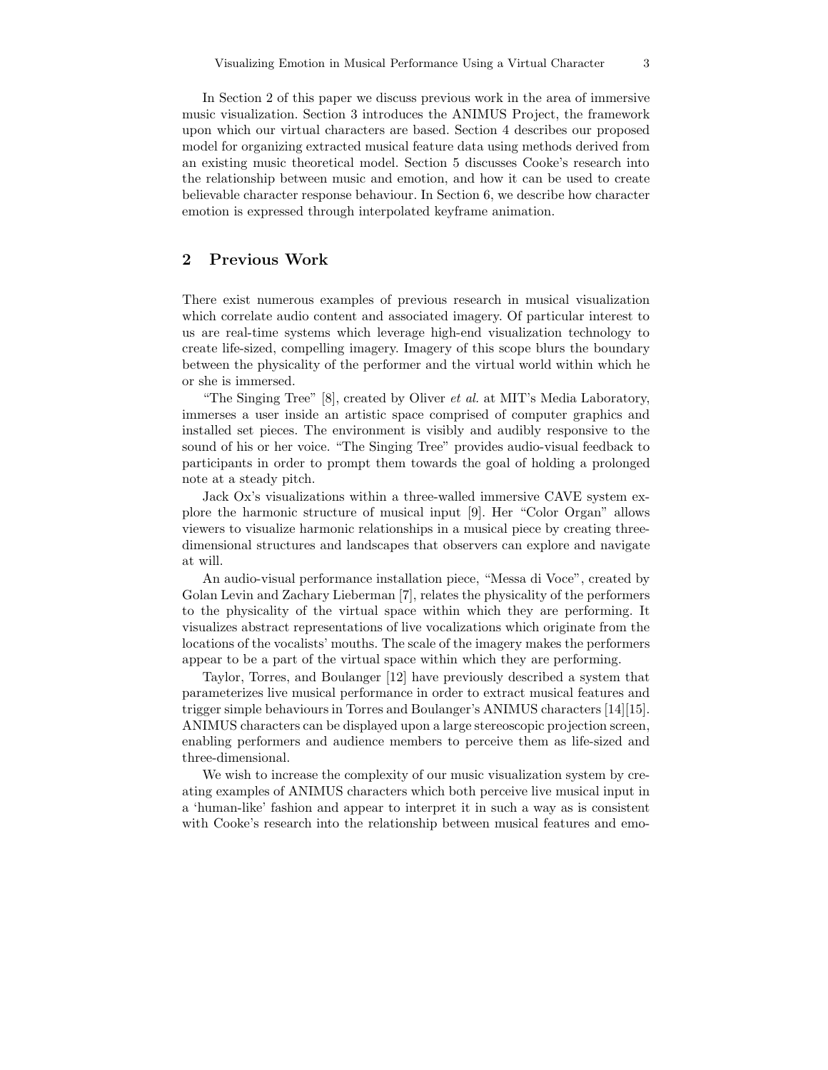In Section 2 of this paper we discuss previous work in the area of immersive music visualization. Section 3 introduces the ANIMUS Project, the framework upon which our virtual characters are based. Section 4 describes our proposed model for organizing extracted musical feature data using methods derived from an existing music theoretical model. Section 5 discusses Cooke's research into the relationship between music and emotion, and how it can be used to create believable character response behaviour. In Section 6, we describe how character emotion is expressed through interpolated keyframe animation.

## 2 Previous Work

There exist numerous examples of previous research in musical visualization which correlate audio content and associated imagery. Of particular interest to us are real-time systems which leverage high-end visualization technology to create life-sized, compelling imagery. Imagery of this scope blurs the boundary between the physicality of the performer and the virtual world within which he or she is immersed.

"The Singing Tree" [8], created by Oliver *et al.* at MIT's Media Laboratory, immerses a user inside an artistic space comprised of computer graphics and installed set pieces. The environment is visibly and audibly responsive to the sound of his or her voice. "The Singing Tree" provides audio-visual feedback to participants in order to prompt them towards the goal of holding a prolonged note at a steady pitch.

Jack Ox's visualizations within a three-walled immersive CAVE system explore the harmonic structure of musical input [9]. Her "Color Organ" allows viewers to visualize harmonic relationships in a musical piece by creating three-dimensional structures and landscapes that observers can explore and navigate at will.

An audio-visual performance installation piece, "Messa di Voce", created by Golan Levin and Zachary Lieberman [7], relates the physicality of the performers to the physicality of the virtual space within which they are performing. It visualizes abstract representations of live vocalizations which originate from the locations of the vocalists' mouths. The scale of the imagery makes the performers appear to be a part of the virtual space within which they are performing.

Taylor, Torres, and Boulanger [12] have previously described a system that parameterizes live musical performance in order to extract musical features and trigger simple behaviours in Torres and Boulanger's ANIMUS characters [14][15]. ANIMUS characters can be displayed upon a large stereoscopic projection screen, enabling performers and audience members to perceive them as life-sized and three-dimensional.

We wish to increase the complexity of our music visualization system by creating examples of ANIMUS characters which both perceive live musical input in a 'human-like' fashion and appear to interpret it in such a way as is consistent with Cooke's research into the relationship between musical features and emo-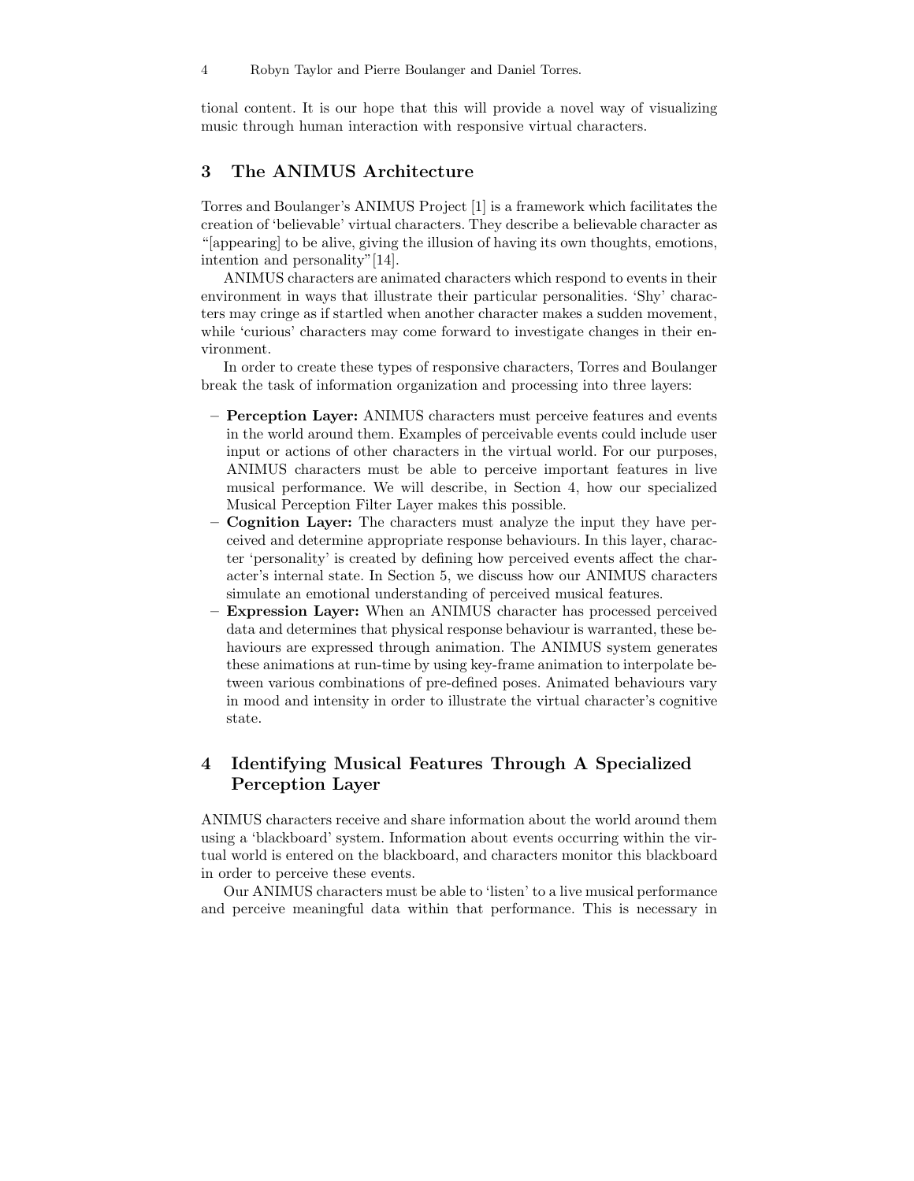tional content. It is our hope that this will provide a novel way of visualizing music through human interaction with responsive virtual characters.

## 3 The ANIMUS Architecture

Torres and Boulanger's ANIMUS Project [1] is a framework which facilitates the creation of 'believable' virtual characters. They describe a believable character as "[appearing] to be alive, giving the illusion of having its own thoughts, emotions, intention and personality"[14].

ANIMUS characters are animated characters which respond to events in their environment in ways that illustrate their particular personalities. 'Shy' characters may cringe as if startled when another character makes a sudden movement, while 'curious' characters may come forward to investigate changes in their environment.

In order to create these types of responsive characters, Torres and Boulanger break the task of information organization and processing into three layers:

- **Perception Layer:** ANIMUS characters must perceive features and events in the world around them. Examples of perceivable events could include user input or actions of other characters in the virtual world. For our purposes, ANIMUS characters must be able to perceive important features in live musical performance. We will describe, in Section 4, how our specialized Musical Perception Filter Layer makes this possible.
- **Cognition Layer:** The characters must analyze the input they have perceived and determine appropriate response behaviours. In this layer, character 'personality' is created by defining how perceived events affect the character's internal state. In Section 5, we discuss how our ANIMUS characters simulate an emotional understanding of perceived musical features.
- **Expression Layer:** When an ANIMUS character has processed perceived data and determines that physical response behaviour is warranted, these behaviours are expressed through animation. The ANIMUS system generates these animations at run-time by using key-frame animation to interpolate between various combinations of pre-defined poses. Animated behaviours vary in mood and intensity in order to illustrate the virtual character's cognitive state.

## 4 Identifying Musical Features Through A Specialized Perception Layer

ANIMUS characters receive and share information about the world around them using a 'blackboard' system. Information about events occurring within the virtual world is entered on the blackboard, and characters monitor this blackboard in order to perceive these events.

Our ANIMUS characters must be able to 'listen' to a live musical performance and perceive meaningful data within that performance. This is necessary in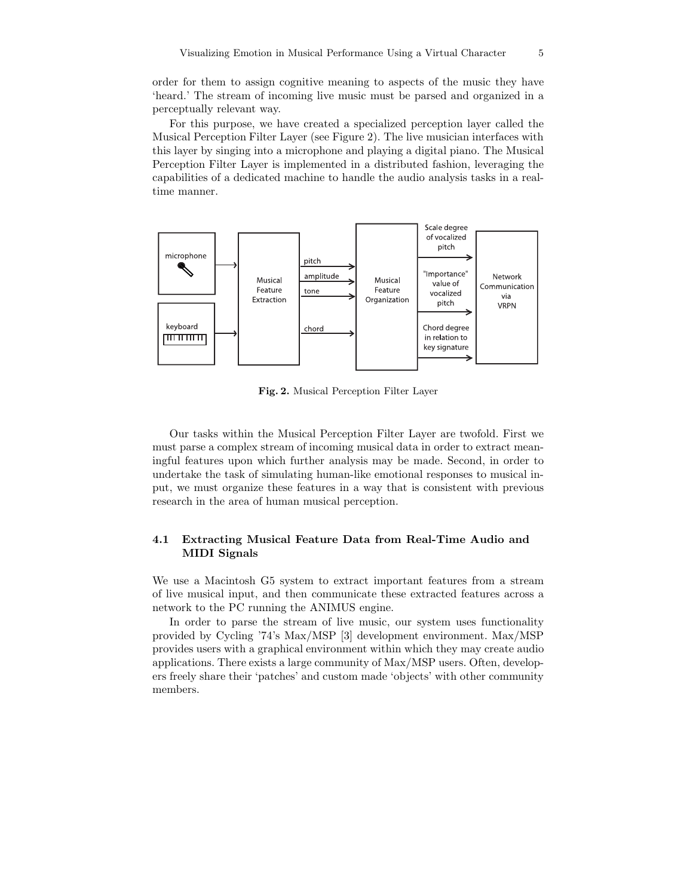order for them to assign cognitive meaning to aspects of the music they have 'heard.' The stream of incoming live music must be parsed and organized in a perceptually relevant way.

For this purpose, we have created a specialized perception layer called the Musical Perception Filter Layer (see Figure 2). The live musician interfaces with this layer by singing into a microphone and playing a digital piano. The Musical Perception Filter Layer is implemented in a distributed fashion, leveraging the capabilities of a dedicated machine to handle the audio analysis tasks in a real-time manner.

**Fig. 2.** Musical Perception Filter Layer

Our tasks within the Musical Perception Filter Layer are twofold. First we must parse a complex stream of incoming musical data in order to extract meaningful features upon which further analysis may be made. Second, in order to undertake the task of simulating human-like emotional responses to musical input, we must organize these features in a way that is consistent with previous research in the area of human musical perception.

### 4.1 Extracting Musical Feature Data from Real-Time Audio and MIDI Signals

We use a Macintosh G5 system to extract important features from a stream of live musical input, and then communicate these extracted features across a network to the PC running the ANIMUS engine.

In order to parse the stream of live music, our system uses functionality provided by Cycling '74's Max/MSP [3] development environment. Max/MSP provides users with a graphical environment within which they may create audio applications. There exists a large community of Max/MSP users. Often, developers freely share their 'patches' and custom made 'objects' with other community members.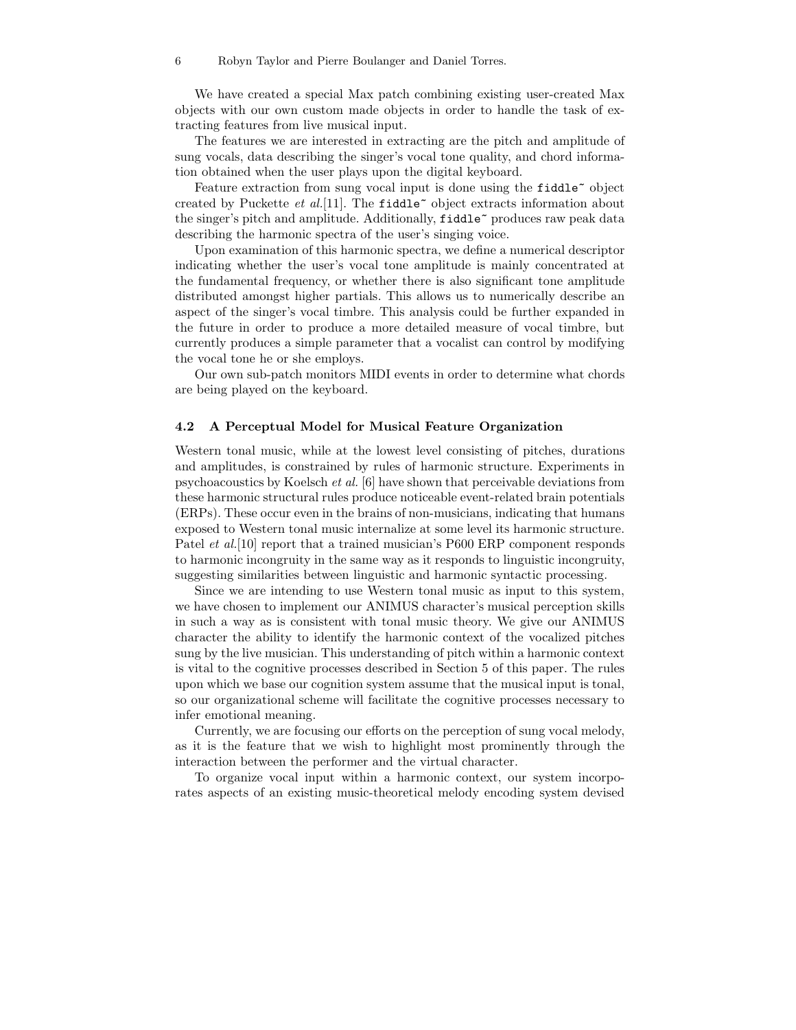We have created a special Max patch combining existing user-created Max objects with our own custom made objects in order to handle the task of extracting features from live musical input.

The features we are interested in extracting are the pitch and amplitude of sung vocals, data describing the singer's vocal tone quality, and chord information obtained when the user plays upon the digital keyboard.

Feature extraction from sung vocal input is done using the `fiddle~` object created by Puckette *et al.*[11]. The `fiddle~` object extracts information about the singer's pitch and amplitude. Additionally, `fiddle~` produces raw peak data describing the harmonic spectra of the user's singing voice.

Upon examination of this harmonic spectra, we define a numerical descriptor indicating whether the user's vocal tone amplitude is mainly concentrated at the fundamental frequency, or whether there is also significant tone amplitude distributed amongst higher partials. This allows us to numerically describe an aspect of the singer's vocal timbre. This analysis could be further expanded in the future in order to produce a more detailed measure of vocal timbre, but currently produces a simple parameter that a vocalist can control by modifying the vocal tone he or she employs.

Our own sub-patch monitors MIDI events in order to determine what chords are being played on the keyboard.

### 4.2 A Perceptual Model for Musical Feature Organization

Western tonal music, while at the lowest level consisting of pitches, durations and amplitudes, is constrained by rules of harmonic structure. Experiments in psychoacoustics by Koelsch *et al.* [6] have shown that perceivable deviations from these harmonic structural rules produce noticeable event-related brain potentials (ERPs). These occur even in the brains of non-musicians, indicating that humans exposed to Western tonal music internalize at some level its harmonic structure. Patel *et al.*[10] report that a trained musician's P600 ERP component responds to harmonic incongruity in the same way as it responds to linguistic incongruity, suggesting similarities between linguistic and harmonic syntactic processing.

Since we are intending to use Western tonal music as input to this system, we have chosen to implement our ANIMUS character's musical perception skills in such a way as is consistent with tonal music theory. We give our ANIMUS character the ability to identify the harmonic context of the vocalized pitches sung by the live musician. This understanding of pitch within a harmonic context is vital to the cognitive processes described in Section 5 of this paper. The rules upon which we base our cognition system assume that the musical input is tonal, so our organizational scheme will facilitate the cognitive processes necessary to infer emotional meaning.

Currently, we are focusing our efforts on the perception of sung vocal melody, as it is the feature that we wish to highlight most prominently through the interaction between the performer and the virtual character.

To organize vocal input within a harmonic context, our system incorporates aspects of an existing music-theoretical melody encoding system devised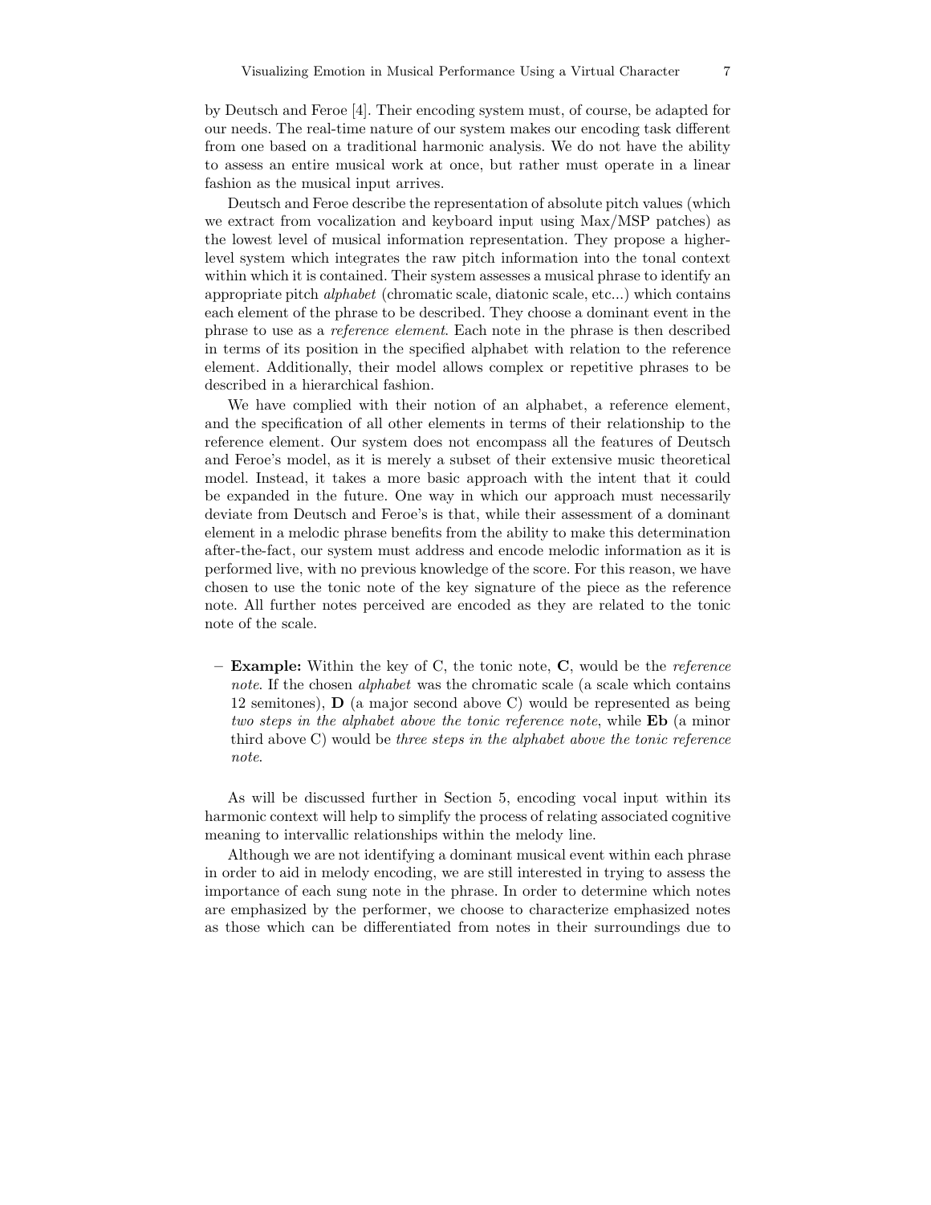by Deutsch and Feroe [4]. Their encoding system must, of course, be adapted for our needs. The real-time nature of our system makes our encoding task different from one based on a traditional harmonic analysis. We do not have the ability to assess an entire musical work at once, but rather must operate in a linear fashion as the musical input arrives.

Deutsch and Feroe describe the representation of absolute pitch values (which we extract from vocalization and keyboard input using Max/MSP patches) as the lowest level of musical information representation. They propose a higher-level system which integrates the raw pitch information into the tonal context within which it is contained. Their system assesses a musical phrase to identify an appropriate pitch *alphabet* (chromatic scale, diatonic scale, etc...) which contains each element of the phrase to be described. They choose a dominant event in the phrase to use as a *reference element*. Each note in the phrase is then described in terms of its position in the specified alphabet with relation to the reference element. Additionally, their model allows complex or repetitive phrases to be described in a hierarchical fashion.

We have complied with their notion of an alphabet, a reference element, and the specification of all other elements in terms of their relationship to the reference element. Our system does not encompass all the features of Deutsch and Feroe's model, as it is merely a subset of their extensive music theoretical model. Instead, it takes a more basic approach with the intent that it could be expanded in the future. One way in which our approach must necessarily deviate from Deutsch and Feroe's is that, while their assessment of a dominant element in a melodic phrase benefits from the ability to make this determination after-the-fact, our system must address and encode melodic information as it is performed live, with no previous knowledge of the score. For this reason, we have chosen to use the tonic note of the key signature of the piece as the reference note. All further notes perceived are encoded as they are related to the tonic note of the scale.

- **Example:** Within the key of C, the tonic note, **C**, would be the *reference note*. If the chosen *alphabet* was the chromatic scale (a scale which contains 12 semitones), **D** (a major second above C) would be represented as being *two steps in the alphabet above the tonic reference note*, while **Eb** (a minor third above C) would be *three steps in the alphabet above the tonic reference note*.

As will be discussed further in Section 5, encoding vocal input within its harmonic context will help to simplify the process of relating associated cognitive meaning to intervallic relationships within the melody line.

Although we are not identifying a dominant musical event within each phrase in order to aid in melody encoding, we are still interested in trying to assess the importance of each sung note in the phrase. In order to determine which notes are emphasized by the performer, we choose to characterize emphasized notes as those which can be differentiated from notes in their surroundings due to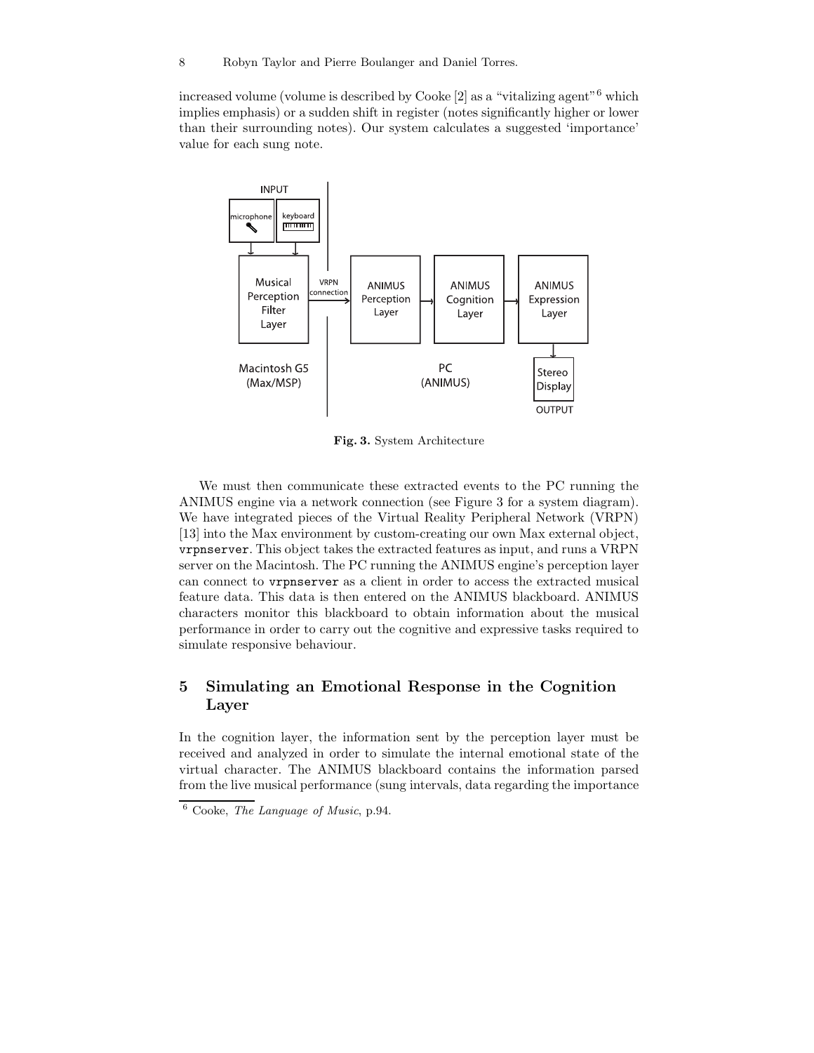increased volume (volume is described by Cooke [2] as a "vitalizing agent"[6] which implies emphasis) or a sudden shift in register (notes significantly higher or lower than their surrounding notes). Our system calculates a suggested 'importance' value for each sung note.

**Fig. 3.** System Architecture

We must then communicate these extracted events to the PC running the ANIMUS engine via a network connection (see Figure 3 for a system diagram). We have integrated pieces of the Virtual Reality Peripheral Network (VRPN) [13] into the Max environment by custom-creating our own Max external object, `vrpnserver`. This object takes the extracted features as input, and runs a VRPN server on the Macintosh. The PC running the ANIMUS engine's perception layer can connect to `vrpnserver` as a client in order to access the extracted musical feature data. This data is then entered on the ANIMUS blackboard. ANIMUS characters monitor this blackboard to obtain information about the musical performance in order to carry out the cognitive and expressive tasks required to simulate responsive behaviour.

## 5 Simulating an Emotional Response in the Cognition Layer

In the cognition layer, the information sent by the perception layer must be received and analyzed in order to simulate the internal emotional state of the virtual character. The ANIMUS blackboard contains the information parsed from the live musical performance (sung intervals, data regarding the importance

[6] Cooke, *The Language of Music*, p.94.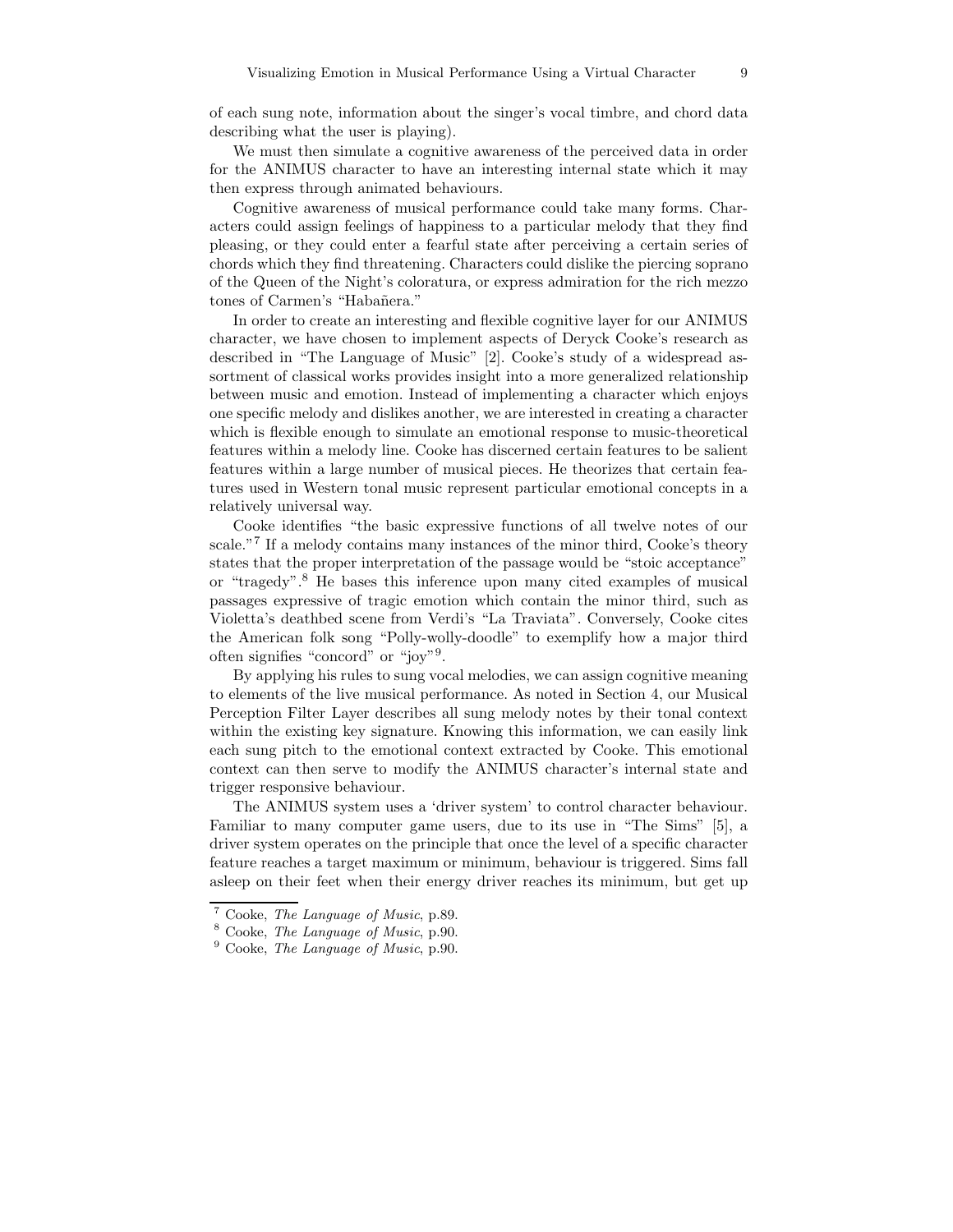of each sung note, information about the singer's vocal timbre, and chord data describing what the user is playing).

We must then simulate a cognitive awareness of the perceived data in order for the ANIMUS character to have an interesting internal state which it may then express through animated behaviours.

Cognitive awareness of musical performance could take many forms. Characters could assign feelings of happiness to a particular melody that they find pleasing, or they could enter a fearful state after perceiving a certain series of chords which they find threatening. Characters could dislike the piercing soprano of the Queen of the Night's coloratura, or express admiration for the rich mezzo tones of Carmen's "Habañera."

In order to create an interesting and flexible cognitive layer for our ANIMUS character, we have chosen to implement aspects of Deryck Cooke's research as described in "The Language of Music" [2]. Cooke's study of a widespread assortment of classical works provides insight into a more generalized relationship between music and emotion. Instead of implementing a character which enjoys one specific melody and dislikes another, we are interested in creating a character which is flexible enough to simulate an emotional response to music-theoretical features within a melody line. Cooke has discerned certain features to be salient features within a large number of musical pieces. He theorizes that certain features used in Western tonal music represent particular emotional concepts in a relatively universal way.

Cooke identifies "the basic expressive functions of all twelve notes of our scale."[7] If a melody contains many instances of the minor third, Cooke's theory states that the proper interpretation of the passage would be "stoic acceptance" or "tragedy".[8] He bases this inference upon many cited examples of musical passages expressive of tragic emotion which contain the minor third, such as Violetta's deathbed scene from Verdi's "La Traviata". Conversely, Cooke cites the American folk song "Polly-wolly-doodle" to exemplify how a major third often signifies "concord" or "joy"[9].

By applying his rules to sung vocal melodies, we can assign cognitive meaning to elements of the live musical performance. As noted in Section 4, our Musical Perception Filter Layer describes all sung melody notes by their tonal context within the existing key signature. Knowing this information, we can easily link each sung pitch to the emotional context extracted by Cooke. This emotional context can then serve to modify the ANIMUS character's internal state and trigger responsive behaviour.

The ANIMUS system uses a 'driver system' to control character behaviour. Familiar to many computer game users, due to its use in "The Sims" [5], a driver system operates on the principle that once the level of a specific character feature reaches a target maximum or minimum, behaviour is triggered. Sims fall asleep on their feet when their energy driver reaches its minimum, but get up

[7] Cooke, *The Language of Music*, p.89.

[8] Cooke, *The Language of Music*, p.90.

[9] Cooke, *The Language of Music*, p.90.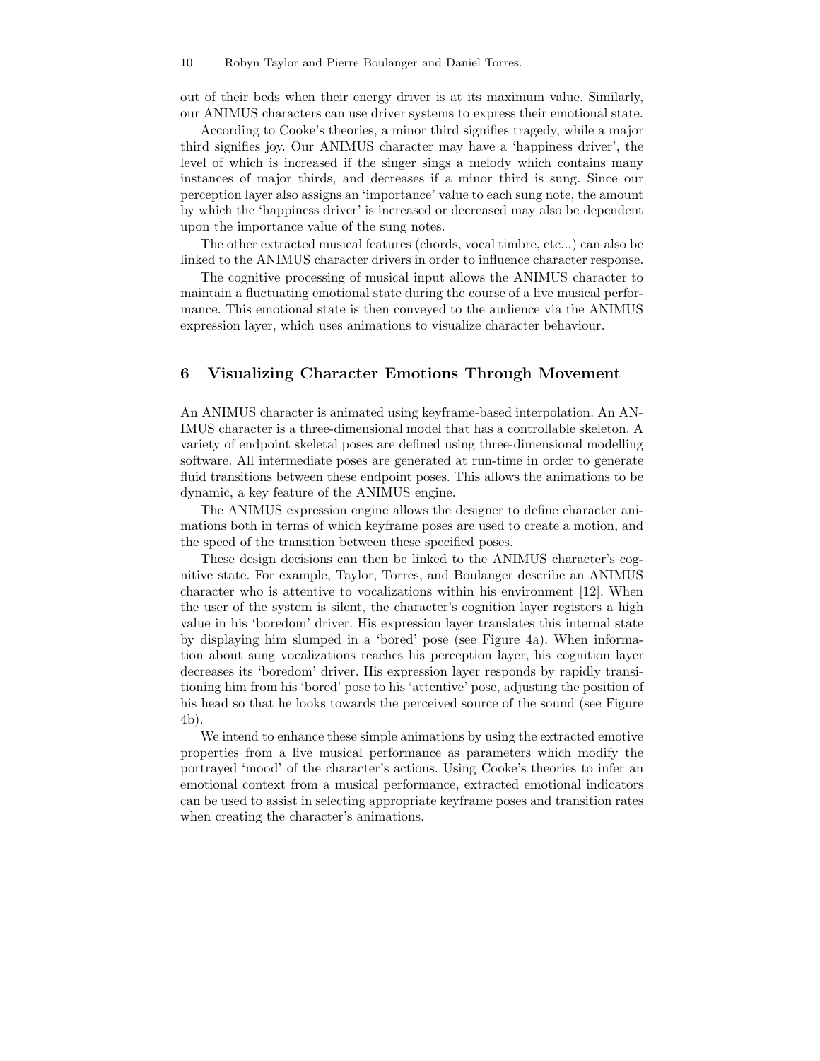out of their beds when their energy driver is at its maximum value. Similarly, our ANIMUS characters can use driver systems to express their emotional state.

According to Cooke's theories, a minor third signifies tragedy, while a major third signifies joy. Our ANIMUS character may have a 'happiness driver', the level of which is increased if the singer sings a melody which contains many instances of major thirds, and decreases if a minor third is sung. Since our perception layer also assigns an 'importance' value to each sung note, the amount by which the 'happiness driver' is increased or decreased may also be dependent upon the importance value of the sung notes.

The other extracted musical features (chords, vocal timbre, etc...) can also be linked to the ANIMUS character drivers in order to influence character response.

The cognitive processing of musical input allows the ANIMUS character to maintain a fluctuating emotional state during the course of a live musical performance. This emotional state is then conveyed to the audience via the ANIMUS expression layer, which uses animations to visualize character behaviour.

## 6 Visualizing Character Emotions Through Movement

An ANIMUS character is animated using keyframe-based interpolation. An ANIMUS character is a three-dimensional model that has a controllable skeleton. A variety of endpoint skeletal poses are defined using three-dimensional modelling software. All intermediate poses are generated at run-time in order to generate fluid transitions between these endpoint poses. This allows the animations to be dynamic, a key feature of the ANIMUS engine.

The ANIMUS expression engine allows the designer to define character animations both in terms of which keyframe poses are used to create a motion, and the speed of the transition between these specified poses.

These design decisions can then be linked to the ANIMUS character's cognitive state. For example, Taylor, Torres, and Boulanger describe an ANIMUS character who is attentive to vocalizations within his environment [12]. When the user of the system is silent, the character's cognition layer registers a high value in his 'boredom' driver. His expression layer translates this internal state by displaying him slumped in a 'bored' pose (see Figure 4a). When information about sung vocalizations reaches his perception layer, his cognition layer decreases its 'boredom' driver. His expression layer responds by rapidly transitioning him from his 'bored' pose to his 'attentive' pose, adjusting the position of his head so that he looks towards the perceived source of the sound (see Figure 4b).

We intend to enhance these simple animations by using the extracted emotive properties from a live musical performance as parameters which modify the portrayed 'mood' of the character's actions. Using Cooke's theories to infer an emotional context from a musical performance, extracted emotional indicators can be used to assist in selecting appropriate keyframe poses and transition rates when creating the character's animations.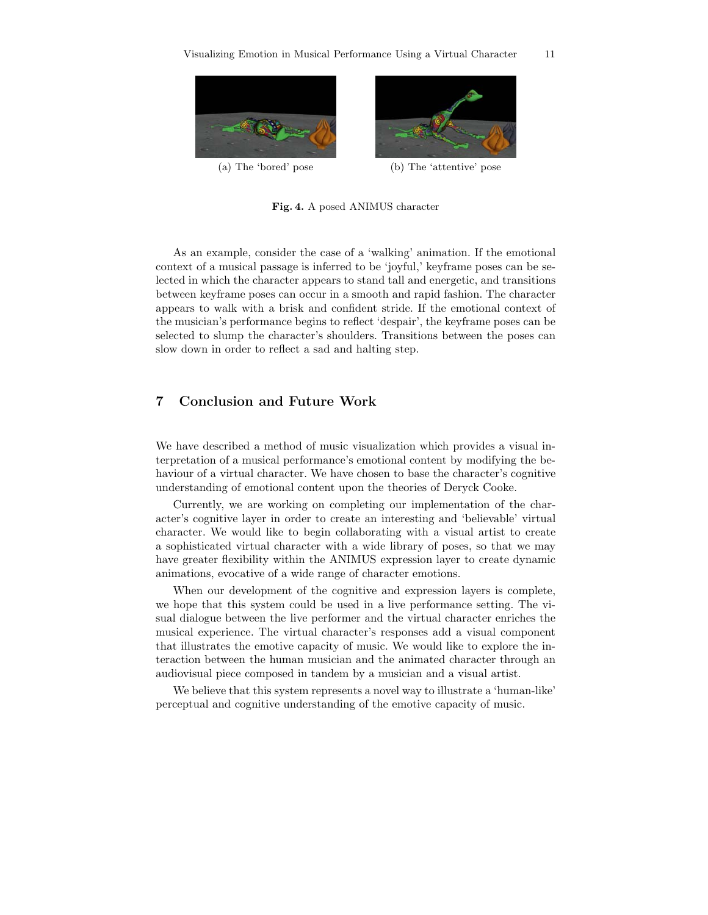(a) The 'bored' pose

(b) The 'attentive' pose

**Fig. 4.** A posed ANIMUS character

As an example, consider the case of a 'walking' animation. If the emotional context of a musical passage is inferred to be 'joyful,' keyframe poses can be selected in which the character appears to stand tall and energetic, and transitions between keyframe poses can occur in a smooth and rapid fashion. The character appears to walk with a brisk and confident stride. If the emotional context of the musician's performance begins to reflect 'despair', the keyframe poses can be selected to slump the character's shoulders. Transitions between the poses can slow down in order to reflect a sad and halting step.

## 7 Conclusion and Future Work

We have described a method of music visualization which provides a visual interpretation of a musical performance's emotional content by modifying the behaviour of a virtual character. We have chosen to base the character's cognitive understanding of emotional content upon the theories of Deryck Cooke.

Currently, we are working on completing our implementation of the character's cognitive layer in order to create an interesting and 'believable' virtual character. We would like to begin collaborating with a visual artist to create a sophisticated virtual character with a wide library of poses, so that we may have greater flexibility within the ANIMUS expression layer to create dynamic animations, evocative of a wide range of character emotions.

When our development of the cognitive and expression layers is complete, we hope that this system could be used in a live performance setting. The visual dialogue between the live performer and the virtual character enriches the musical experience. The virtual character's responses add a visual component that illustrates the emotive capacity of music. We would like to explore the interaction between the human musician and the animated character through an audiovisual piece composed in tandem by a musician and a visual artist.

We believe that this system represents a novel way to illustrate a 'human-like' perceptual and cognitive understanding of the emotive capacity of music.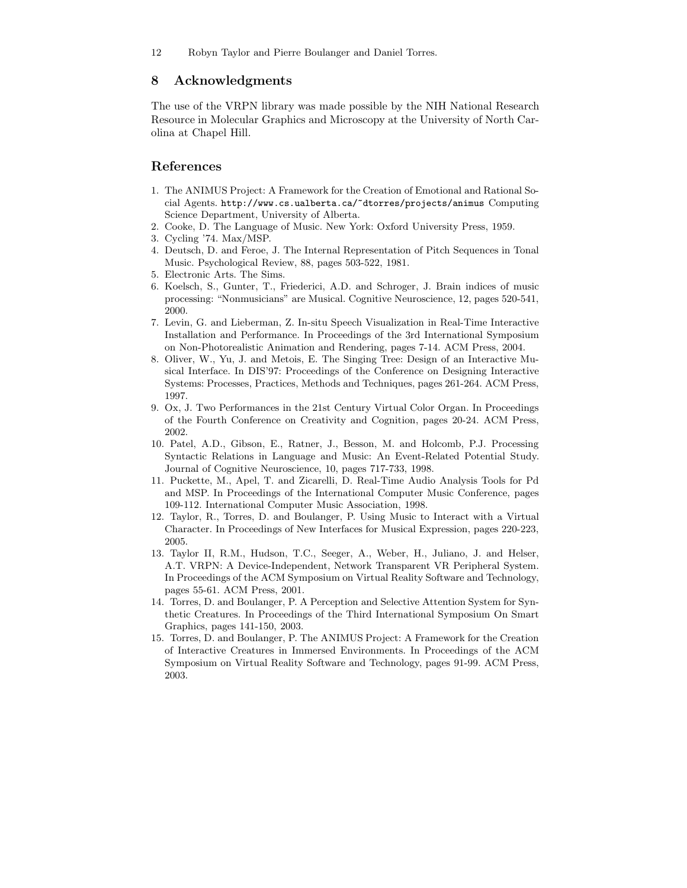## 8 Acknowledgments

The use of the VRPN library was made possible by the NIH National Research Resource in Molecular Graphics and Microscopy at the University of North Carolina at Chapel Hill.

## References

1. The ANIMUS Project: A Framework for the Creation of Emotional and Rational Social Agents. http://www.cs.ualberta.ca/~dtorres/projects/animus Computing Science Department, University of Alberta.
2. Cooke, D. The Language of Music. New York: Oxford University Press, 1959.
3. Cycling '74. Max/MSP.
4. Deutsch, D. and Feroe, J. The Internal Representation of Pitch Sequences in Tonal Music. Psychological Review, 88, pages 503-522, 1981.
5. Electronic Arts. The Sims.
6. Koelsch, S., Gunter, T., Friederici, A.D. and Schroger, J. Brain indices of music processing: "Nonmusicians" are Musical. Cognitive Neuroscience, 12, pages 520-541, 2000.
7. Levin, G. and Lieberman, Z. In-situ Speech Visualization in Real-Time Interactive Installation and Performance. In Proceedings of the 3rd International Symposium on Non-Photorealistic Animation and Rendering, pages 7-14. ACM Press, 2004.
8. Oliver, W., Yu, J. and Metois, E. The Singing Tree: Design of an Interactive Musical Interface. In DIS'97: Proceedings of the Conference on Designing Interactive Systems: Processes, Practices, Methods and Techniques, pages 261-264. ACM Press, 1997.
9. Ox, J. Two Performances in the 21st Century Virtual Color Organ. In Proceedings of the Fourth Conference on Creativity and Cognition, pages 20-24. ACM Press, 2002.
10. Patel, A.D., Gibson, E., Ratner, J., Besson, M. and Holcomb, P.J. Processing Syntactic Relations in Language and Music: An Event-Related Potential Study. Journal of Cognitive Neuroscience, 10, pages 717-733, 1998.
11. Puckette, M., Apel, T. and Zicarelli, D. Real-Time Audio Analysis Tools for Pd and MSP. In Proceedings of the International Computer Music Conference, pages 109-112. International Computer Music Association, 1998.
12. Taylor, R., Torres, D. and Boulanger, P. Using Music to Interact with a Virtual Character. In Proceedings of New Interfaces for Musical Expression, pages 220-223, 2005.
13. Taylor II, R.M., Hudson, T.C., Seeger, A., Weber, H., Juliano, J. and Helser, A.T. VRPN: A Device-Independent, Network Transparent VR Peripheral System. In Proceedings of the ACM Symposium on Virtual Reality Software and Technology, pages 55-61. ACM Press, 2001.
14. Torres, D. and Boulanger, P. A Perception and Selective Attention System for Synthetic Creatures. In Proceedings of the Third International Symposium On Smart Graphics, pages 141-150, 2003.
15. Torres, D. and Boulanger, P. The ANIMUS Project: A Framework for the Creation of Interactive Creatures in Immersed Environments. In Proceedings of the ACM Symposium on Virtual Reality Software and Technology, pages 91-99. ACM Press, 2003.